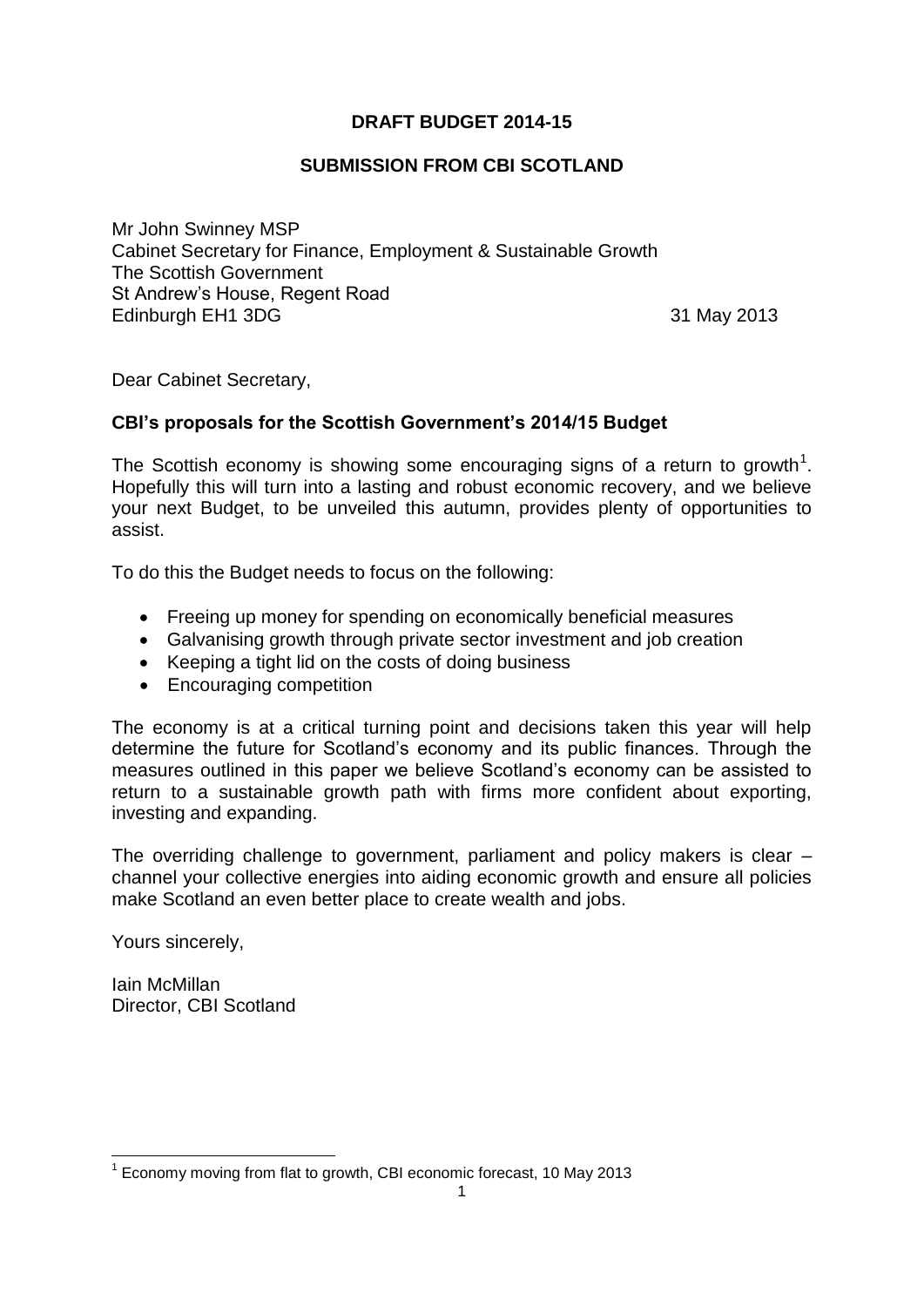# DRAFT BUDGET 2014-15

## SUBMISSION FROM CBI SCOTLAND

Mr John Swinney MSP
Cabinet Secretary for Finance, Employment & Sustainable Growth
The Scottish Government
St Andrew's House, Regent Road
Edinburgh EH1 3DG

31 May 2013

Dear Cabinet Secretary,

**CBI's proposals for the Scottish Government's 2014/15 Budget**

The Scottish economy is showing some encouraging signs of a return to growth[1]. Hopefully this will turn into a lasting and robust economic recovery, and we believe your next Budget, to be unveiled this autumn, provides plenty of opportunities to assist.

To do this the Budget needs to focus on the following:

- Freeing up money for spending on economically beneficial measures
- Galvanising growth through private sector investment and job creation
- Keeping a tight lid on the costs of doing business
- Encouraging competition

The economy is at a critical turning point and decisions taken this year will help determine the future for Scotland's economy and its public finances. Through the measures outlined in this paper we believe Scotland's economy can be assisted to return to a sustainable growth path with firms more confident about exporting, investing and expanding.

The overriding challenge to government, parliament and policy makers is clear – channel your collective energies into aiding economic growth and ensure all policies make Scotland an even better place to create wealth and jobs.

Yours sincerely,

Iain McMillan
Director, CBI Scotland

---

[1] Economy moving from flat to growth, CBI economic forecast, 10 May 2013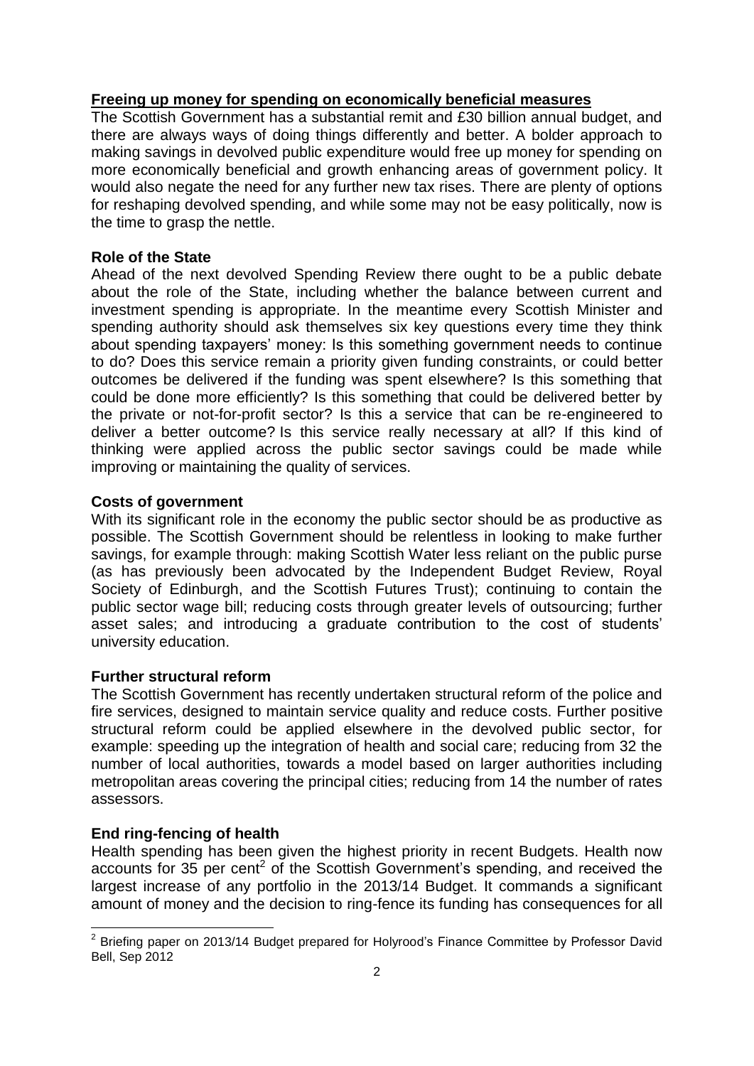**Freeing up money for spending on economically beneficial measures**

The Scottish Government has a substantial remit and £30 billion annual budget, and there are always ways of doing things differently and better. A bolder approach to making savings in devolved public expenditure would free up money for spending on more economically beneficial and growth enhancing areas of government policy. It would also negate the need for any further new tax rises. There are plenty of options for reshaping devolved spending, and while some may not be easy politically, now is the time to grasp the nettle.

**Role of the State**

Ahead of the next devolved Spending Review there ought to be a public debate about the role of the State, including whether the balance between current and investment spending is appropriate. In the meantime every Scottish Minister and spending authority should ask themselves six key questions every time they think about spending taxpayers' money: Is this something government needs to continue to do? Does this service remain a priority given funding constraints, or could better outcomes be delivered if the funding was spent elsewhere? Is this something that could be done more efficiently? Is this something that could be delivered better by the private or not-for-profit sector? Is this a service that can be re-engineered to deliver a better outcome? Is this service really necessary at all? If this kind of thinking were applied across the public sector savings could be made while improving or maintaining the quality of services.

**Costs of government**

With its significant role in the economy the public sector should be as productive as possible. The Scottish Government should be relentless in looking to make further savings, for example through: making Scottish Water less reliant on the public purse (as has previously been advocated by the Independent Budget Review, Royal Society of Edinburgh, and the Scottish Futures Trust); continuing to contain the public sector wage bill; reducing costs through greater levels of outsourcing; further asset sales; and introducing a graduate contribution to the cost of students' university education.

**Further structural reform**

The Scottish Government has recently undertaken structural reform of the police and fire services, designed to maintain service quality and reduce costs. Further positive structural reform could be applied elsewhere in the devolved public sector, for example: speeding up the integration of health and social care; reducing from 32 the number of local authorities, towards a model based on larger authorities including metropolitan areas covering the principal cities; reducing from 14 the number of rates assessors.

**End ring-fencing of health**

Health spending has been given the highest priority in recent Budgets. Health now accounts for 35 per cent[2] of the Scottish Government's spending, and received the largest increase of any portfolio in the 2013/14 Budget. It commands a significant amount of money and the decision to ring-fence its funding has consequences for all

---

[2] Briefing paper on 2013/14 Budget prepared for Holyrood's Finance Committee by Professor David Bell, Sep 2012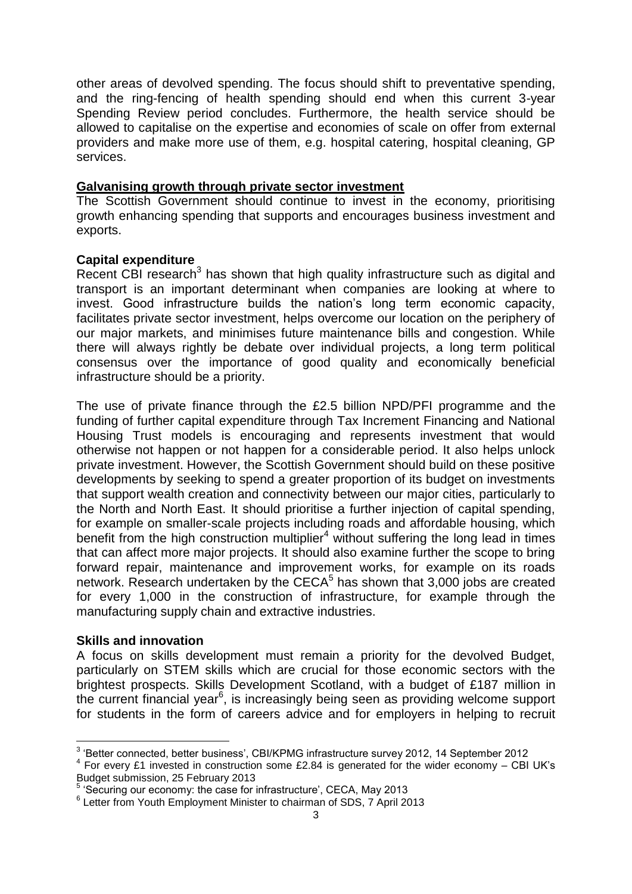other areas of devolved spending. The focus should shift to preventative spending, and the ring-fencing of health spending should end when this current 3-year Spending Review period concludes. Furthermore, the health service should be allowed to capitalise on the expertise and economies of scale on offer from external providers and make more use of them, e.g. hospital catering, hospital cleaning, GP services.

## Galvanising growth through private sector investment

The Scottish Government should continue to invest in the economy, prioritising growth enhancing spending that supports and encourages business investment and exports.

### Capital expenditure

Recent CBI research[3] has shown that high quality infrastructure such as digital and transport is an important determinant when companies are looking at where to invest. Good infrastructure builds the nation's long term economic capacity, facilitates private sector investment, helps overcome our location on the periphery of our major markets, and minimises future maintenance bills and congestion. While there will always rightly be debate over individual projects, a long term political consensus over the importance of good quality and economically beneficial infrastructure should be a priority.

The use of private finance through the £2.5 billion NPD/PFI programme and the funding of further capital expenditure through Tax Increment Financing and National Housing Trust models is encouraging and represents investment that would otherwise not happen or not happen for a considerable period. It also helps unlock private investment. However, the Scottish Government should build on these positive developments by seeking to spend a greater proportion of its budget on investments that support wealth creation and connectivity between our major cities, particularly to the North and North East. It should prioritise a further injection of capital spending, for example on smaller-scale projects including roads and affordable housing, which benefit from the high construction multiplier[4] without suffering the long lead in times that can affect more major projects. It should also examine further the scope to bring forward repair, maintenance and improvement works, for example on its roads network. Research undertaken by the CECA[5] has shown that 3,000 jobs are created for every 1,000 in the construction of infrastructure, for example through the manufacturing supply chain and extractive industries.

### Skills and innovation

A focus on skills development must remain a priority for the devolved Budget, particularly on STEM skills which are crucial for those economic sectors with the brightest prospects. Skills Development Scotland, with a budget of £187 million in the current financial year[6], is increasingly being seen as providing welcome support for students in the form of careers advice and for employers in helping to recruit

---

[3] 'Better connected, better business', CBI/KPMG infrastructure survey 2012, 14 September 2012

[4] For every £1 invested in construction some £2.84 is generated for the wider economy – CBI UK's Budget submission, 25 February 2013

[5] 'Securing our economy: the case for infrastructure', CECA, May 2013

[6] Letter from Youth Employment Minister to chairman of SDS, 7 April 2013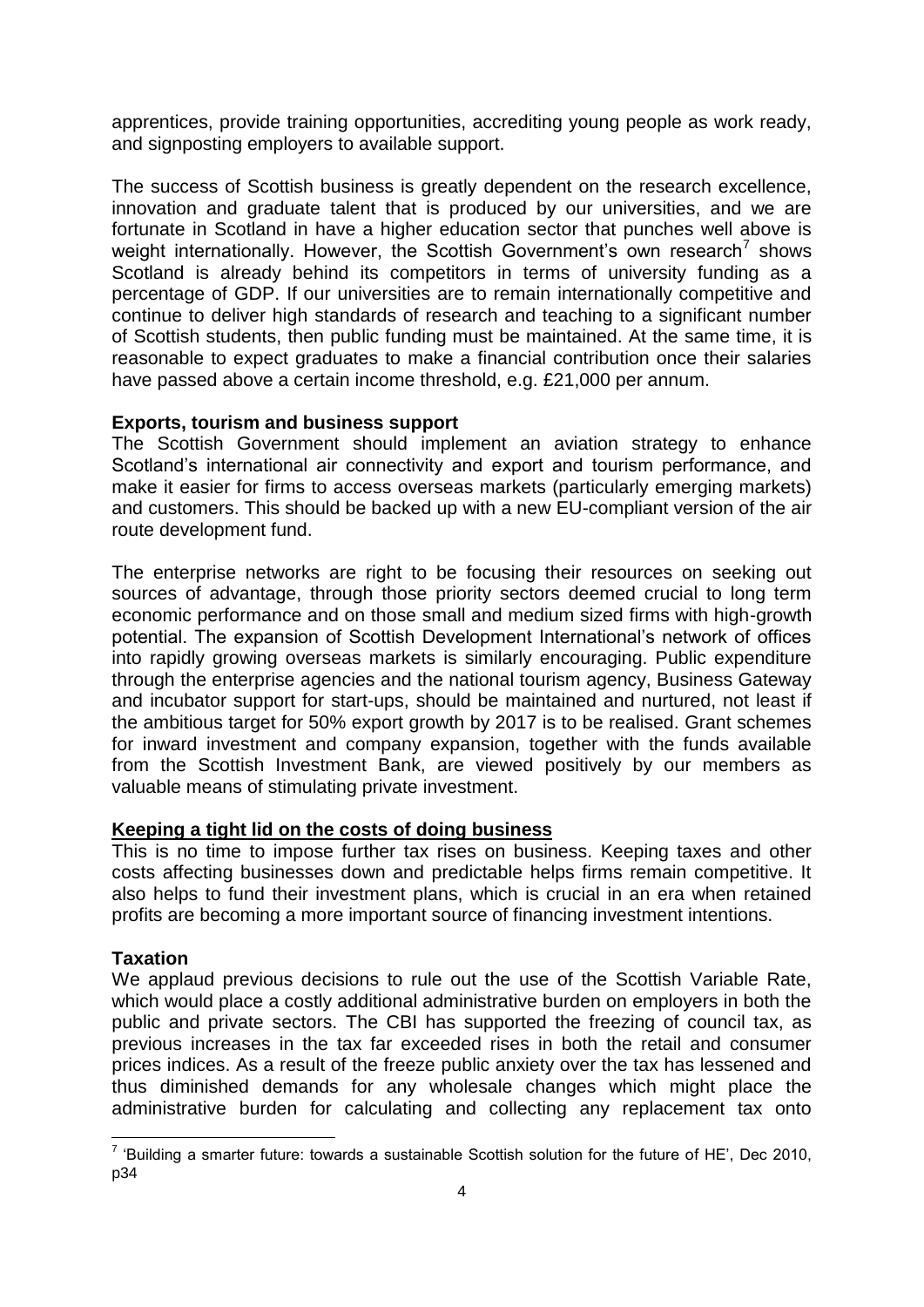apprentices, provide training opportunities, accrediting young people as work ready, and signposting employers to available support.

The success of Scottish business is greatly dependent on the research excellence, innovation and graduate talent that is produced by our universities, and we are fortunate in Scotland in have a higher education sector that punches well above is weight internationally. However, the Scottish Government's own research[7] shows Scotland is already behind its competitors in terms of university funding as a percentage of GDP. If our universities are to remain internationally competitive and continue to deliver high standards of research and teaching to a significant number of Scottish students, then public funding must be maintained. At the same time, it is reasonable to expect graduates to make a financial contribution once their salaries have passed above a certain income threshold, e.g. £21,000 per annum.

**Exports, tourism and business support**

The Scottish Government should implement an aviation strategy to enhance Scotland's international air connectivity and export and tourism performance, and make it easier for firms to access overseas markets (particularly emerging markets) and customers. This should be backed up with a new EU-compliant version of the air route development fund.

The enterprise networks are right to be focusing their resources on seeking out sources of advantage, through those priority sectors deemed crucial to long term economic performance and on those small and medium sized firms with high-growth potential. The expansion of Scottish Development International's network of offices into rapidly growing overseas markets is similarly encouraging. Public expenditure through the enterprise agencies and the national tourism agency, Business Gateway and incubator support for start-ups, should be maintained and nurtured, not least if the ambitious target for 50% export growth by 2017 is to be realised. Grant schemes for inward investment and company expansion, together with the funds available from the Scottish Investment Bank, are viewed positively by our members as valuable means of stimulating private investment.

**<u>Keeping a tight lid on the costs of doing business</u>**

This is no time to impose further tax rises on business. Keeping taxes and other costs affecting businesses down and predictable helps firms remain competitive. It also helps to fund their investment plans, which is crucial in an era when retained profits are becoming a more important source of financing investment intentions.

**Taxation**

We applaud previous decisions to rule out the use of the Scottish Variable Rate, which would place a costly additional administrative burden on employers in both the public and private sectors. The CBI has supported the freezing of council tax, as previous increases in the tax far exceeded rises in both the retail and consumer prices indices. As a result of the freeze public anxiety over the tax has lessened and thus diminished demands for any wholesale changes which might place the administrative burden for calculating and collecting any replacement tax onto

---

[7] 'Building a smarter future: towards a sustainable Scottish solution for the future of HE', Dec 2010, p34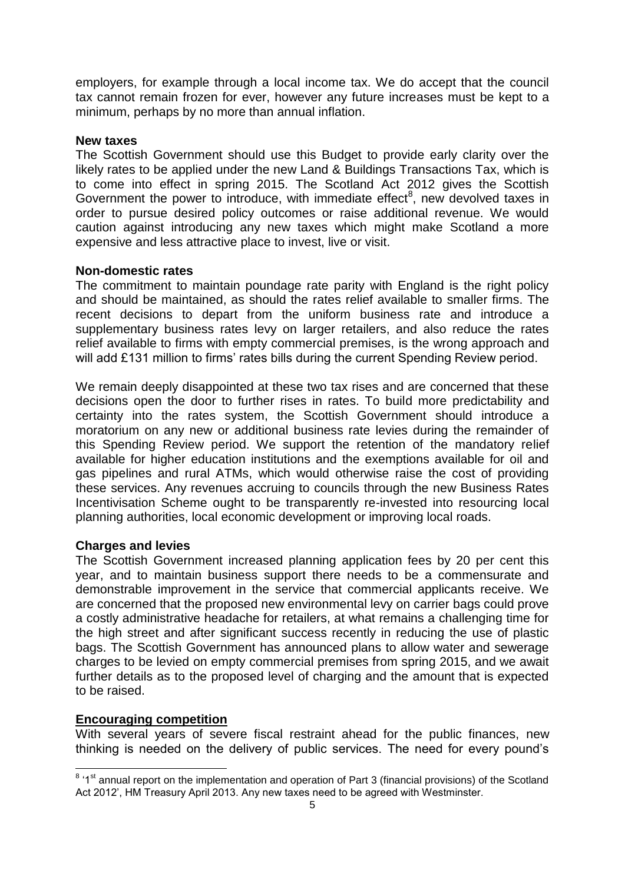employers, for example through a local income tax. We do accept that the council tax cannot remain frozen for ever, however any future increases must be kept to a minimum, perhaps by no more than annual inflation.

**New taxes**

The Scottish Government should use this Budget to provide early clarity over the likely rates to be applied under the new Land & Buildings Transactions Tax, which is to come into effect in spring 2015. The Scotland Act 2012 gives the Scottish Government the power to introduce, with immediate effect[8], new devolved taxes in order to pursue desired policy outcomes or raise additional revenue. We would caution against introducing any new taxes which might make Scotland a more expensive and less attractive place to invest, live or visit.

**Non-domestic rates**

The commitment to maintain poundage rate parity with England is the right policy and should be maintained, as should the rates relief available to smaller firms. The recent decisions to depart from the uniform business rate and introduce a supplementary business rates levy on larger retailers, and also reduce the rates relief available to firms with empty commercial premises, is the wrong approach and will add £131 million to firms' rates bills during the current Spending Review period.

We remain deeply disappointed at these two tax rises and are concerned that these decisions open the door to further rises in rates. To build more predictability and certainty into the rates system, the Scottish Government should introduce a moratorium on any new or additional business rate levies during the remainder of this Spending Review period. We support the retention of the mandatory relief available for higher education institutions and the exemptions available for oil and gas pipelines and rural ATMs, which would otherwise raise the cost of providing these services. Any revenues accruing to councils through the new Business Rates Incentivisation Scheme ought to be transparently re-invested into resourcing local planning authorities, local economic development or improving local roads.

**Charges and levies**

The Scottish Government increased planning application fees by 20 per cent this year, and to maintain business support there needs to be a commensurate and demonstrable improvement in the service that commercial applicants receive. We are concerned that the proposed new environmental levy on carrier bags could prove a costly administrative headache for retailers, at what remains a challenging time for the high street and after significant success recently in reducing the use of plastic bags. The Scottish Government has announced plans to allow water and sewerage charges to be levied on empty commercial premises from spring 2015, and we await further details as to the proposed level of charging and the amount that is expected to be raised.

## Encouraging competition

With several years of severe fiscal restraint ahead for the public finances, new thinking is needed on the delivery of public services. The need for every pound's

---

[8] '1st annual report on the implementation and operation of Part 3 (financial provisions) of the Scotland Act 2012', HM Treasury April 2013. Any new taxes need to be agreed with Westminster.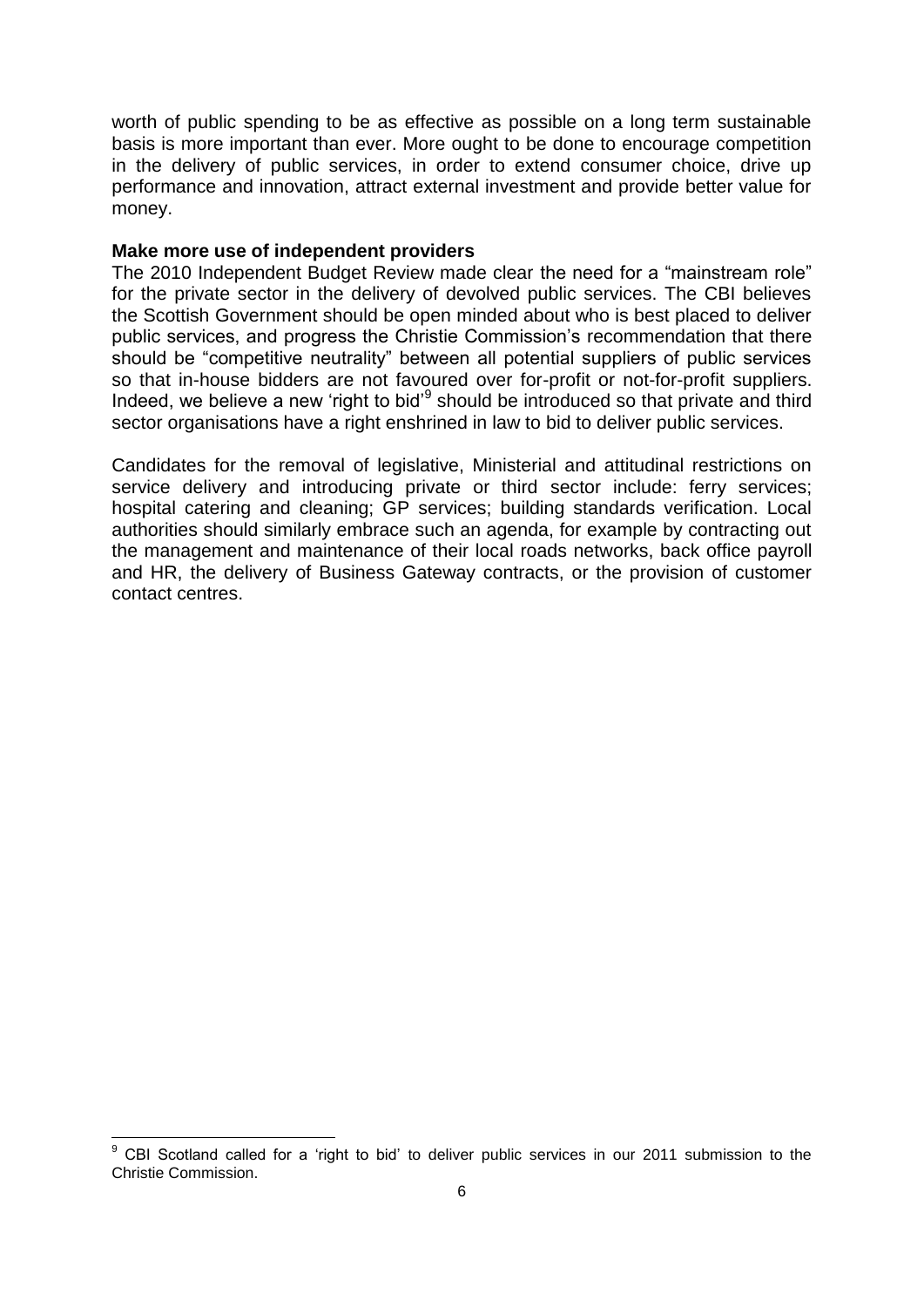worth of public spending to be as effective as possible on a long term sustainable basis is more important than ever. More ought to be done to encourage competition in the delivery of public services, in order to extend consumer choice, drive up performance and innovation, attract external investment and provide better value for money.

**Make more use of independent providers**

The 2010 Independent Budget Review made clear the need for a "mainstream role" for the private sector in the delivery of devolved public services. The CBI believes the Scottish Government should be open minded about who is best placed to deliver public services, and progress the Christie Commission's recommendation that there should be "competitive neutrality" between all potential suppliers of public services so that in-house bidders are not favoured over for-profit or not-for-profit suppliers. Indeed, we believe a new 'right to bid'[9] should be introduced so that private and third sector organisations have a right enshrined in law to bid to deliver public services.

Candidates for the removal of legislative, Ministerial and attitudinal restrictions on service delivery and introducing private or third sector include: ferry services; hospital catering and cleaning; GP services; building standards verification. Local authorities should similarly embrace such an agenda, for example by contracting out the management and maintenance of their local roads networks, back office payroll and HR, the delivery of Business Gateway contracts, or the provision of customer contact centres.

---

[9] CBI Scotland called for a 'right to bid' to deliver public services in our 2011 submission to the Christie Commission.